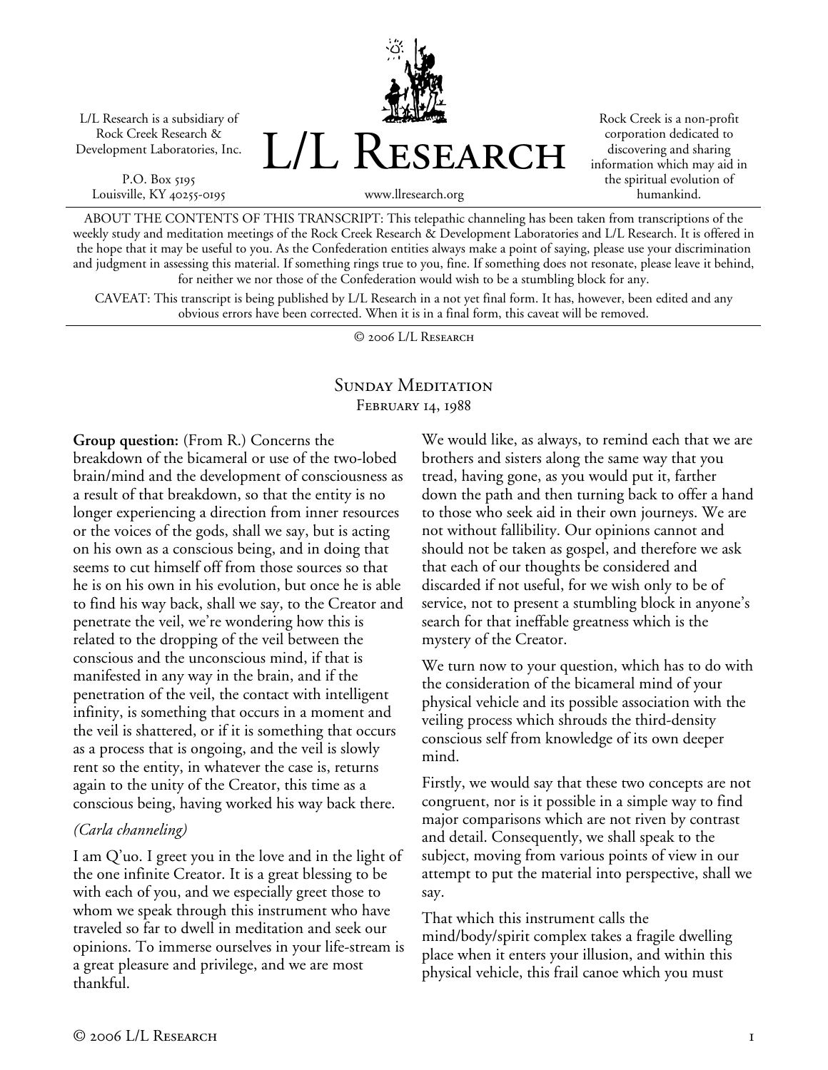L/L Research is a subsidiary of Rock Creek Research & Development Laboratories, Inc.

P.O. Box 5195
Louisville, KY 40255-0195

# L/L Research

www.llresearch.org

Rock Creek is a non-profit corporation dedicated to discovering and sharing information which may aid in the spiritual evolution of humankind.

ABOUT THE CONTENTS OF THIS TRANSCRIPT: This telepathic channeling has been taken from transcriptions of the weekly study and meditation meetings of the Rock Creek Research & Development Laboratories and L/L Research. It is offered in the hope that it may be useful to you. As the Confederation entities always make a point of saying, please use your discrimination and judgment in assessing this material. If something rings true to you, fine. If something does not resonate, please leave it behind, for neither we nor those of the Confederation would wish to be a stumbling block for any.

CAVEAT: This transcript is being published by L/L Research in a not yet final form. It has, however, been edited and any obvious errors have been corrected. When it is in a final form, this caveat will be removed.

© 2006 L/L Research

## Sunday Meditation
### February 14, 1988

**Group question:** (From R.) Concerns the breakdown of the bicameral or use of the two-lobed brain/mind and the development of consciousness as a result of that breakdown, so that the entity is no longer experiencing a direction from inner resources or the voices of the gods, shall we say, but is acting on his own as a conscious being, and in doing that seems to cut himself off from those sources so that he is on his own in his evolution, but once he is able to find his way back, shall we say, to the Creator and penetrate the veil, we're wondering how this is related to the dropping of the veil between the conscious and the unconscious mind, if that is manifested in any way in the brain, and if the penetration of the veil, the contact with intelligent infinity, is something that occurs in a moment and the veil is shattered, or if it is something that occurs as a process that is ongoing, and the veil is slowly rent so the entity, in whatever the case is, returns again to the unity of the Creator, this time as a conscious being, having worked his way back there.

*(Carla channeling)*

I am Q'uo. I greet you in the love and in the light of the one infinite Creator. It is a great blessing to be with each of you, and we especially greet those to whom we speak through this instrument who have traveled so far to dwell in meditation and seek our opinions. To immerse ourselves in your life-stream is a great pleasure and privilege, and we are most thankful.

We would like, as always, to remind each that we are brothers and sisters along the same way that you tread, having gone, as you would put it, farther down the path and then turning back to offer a hand to those who seek aid in their own journeys. We are not without fallibility. Our opinions cannot and should not be taken as gospel, and therefore we ask that each of our thoughts be considered and discarded if not useful, for we wish only to be of service, not to present a stumbling block in anyone's search for that ineffable greatness which is the mystery of the Creator.

We turn now to your question, which has to do with the consideration of the bicameral mind of your physical vehicle and its possible association with the veiling process which shrouds the third-density conscious self from knowledge of its own deeper mind.

Firstly, we would say that these two concepts are not congruent, nor is it possible in a simple way to find major comparisons which are not riven by contrast and detail. Consequently, we shall speak to the subject, moving from various points of view in our attempt to put the material into perspective, shall we say.

That which this instrument calls the mind/body/spirit complex takes a fragile dwelling place when it enters your illusion, and within this physical vehicle, this frail canoe which you must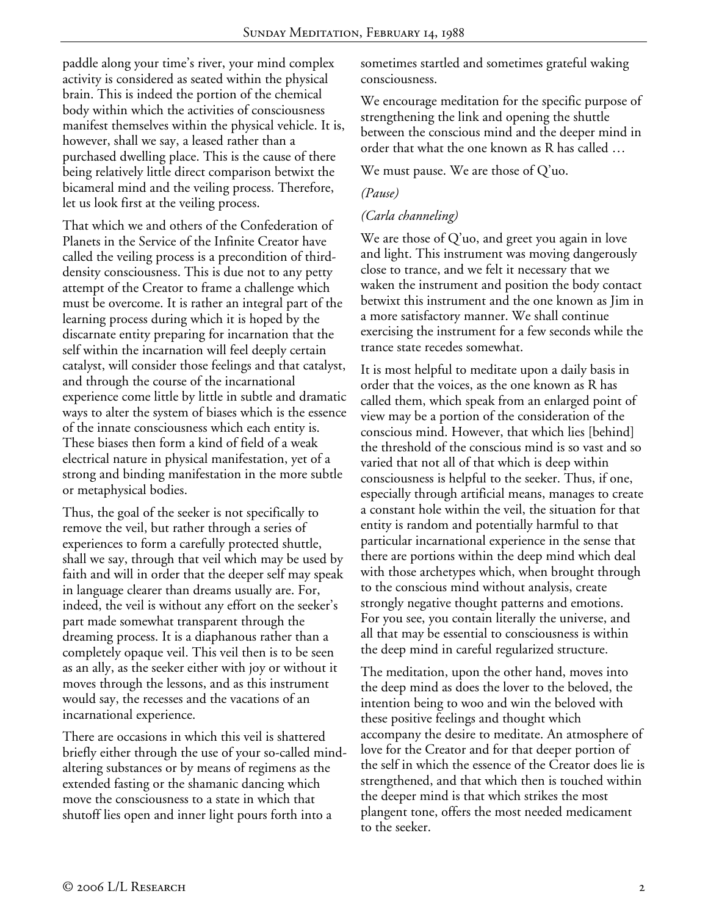paddle along your time's river, your mind complex activity is considered as seated within the physical brain. This is indeed the portion of the chemical body within which the activities of consciousness manifest themselves within the physical vehicle. It is, however, shall we say, a leased rather than a purchased dwelling place. This is the cause of there being relatively little direct comparison betwixt the bicameral mind and the veiling process. Therefore, let us look first at the veiling process.

That which we and others of the Confederation of Planets in the Service of the Infinite Creator have called the veiling process is a precondition of third-density consciousness. This is due not to any petty attempt of the Creator to frame a challenge which must be overcome. It is rather an integral part of the learning process during which it is hoped by the discarnate entity preparing for incarnation that the self within the incarnation will feel deeply certain catalyst, will consider those feelings and that catalyst, and through the course of the incarnational experience come little by little in subtle and dramatic ways to alter the system of biases which is the essence of the innate consciousness which each entity is. These biases then form a kind of field of a weak electrical nature in physical manifestation, yet of a strong and binding manifestation in the more subtle or metaphysical bodies.

Thus, the goal of the seeker is not specifically to remove the veil, but rather through a series of experiences to form a carefully protected shuttle, shall we say, through that veil which may be used by faith and will in order that the deeper self may speak in language clearer than dreams usually are. For, indeed, the veil is without any effort on the seeker's part made somewhat transparent through the dreaming process. It is a diaphanous rather than a completely opaque veil. This veil then is to be seen as an ally, as the seeker either with joy or without it moves through the lessons, and as this instrument would say, the recesses and the vacations of an incarnational experience.

There are occasions in which this veil is shattered briefly either through the use of your so-called mind-altering substances or by means of regimens as the extended fasting or the shamanic dancing which move the consciousness to a state in which that shutoff lies open and inner light pours forth into a sometimes startled and sometimes grateful waking consciousness.

We encourage meditation for the specific purpose of strengthening the link and opening the shuttle between the conscious mind and the deeper mind in order that what the one known as R has called …

We must pause. We are those of Q'uo.

*(Pause)*

*(Carla channeling)*

We are those of Q'uo, and greet you again in love and light. This instrument was moving dangerously close to trance, and we felt it necessary that we waken the instrument and position the body contact betwixt this instrument and the one known as Jim in a more satisfactory manner. We shall continue exercising the instrument for a few seconds while the trance state recedes somewhat.

It is most helpful to meditate upon a daily basis in order that the voices, as the one known as R has called them, which speak from an enlarged point of view may be a portion of the consideration of the conscious mind. However, that which lies [behind] the threshold of the conscious mind is so vast and so varied that not all of that which is deep within consciousness is helpful to the seeker. Thus, if one, especially through artificial means, manages to create a constant hole within the veil, the situation for that entity is random and potentially harmful to that particular incarnational experience in the sense that there are portions within the deep mind which deal with those archetypes which, when brought through to the conscious mind without analysis, create strongly negative thought patterns and emotions. For you see, you contain literally the universe, and all that may be essential to consciousness is within the deep mind in careful regularized structure.

The meditation, upon the other hand, moves into the deep mind as does the lover to the beloved, the intention being to woo and win the beloved with these positive feelings and thought which accompany the desire to meditate. An atmosphere of love for the Creator and for that deeper portion of the self in which the essence of the Creator does lie is strengthened, and that which then is touched within the deeper mind is that which strikes the most plangent tone, offers the most needed medicament to the seeker.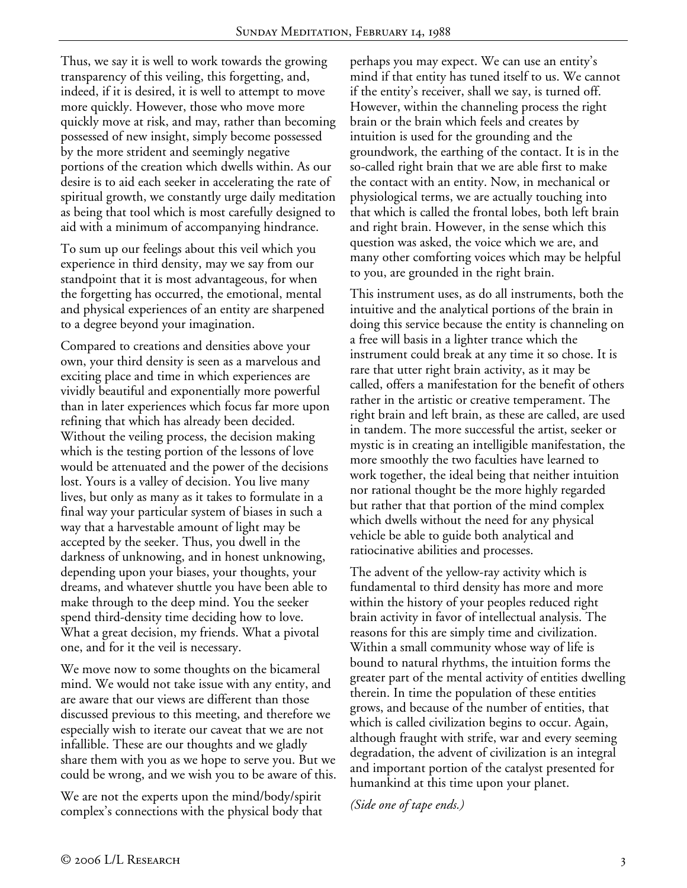Thus, we say it is well to work towards the growing transparency of this veiling, this forgetting, and, indeed, if it is desired, it is well to attempt to move more quickly. However, those who move more quickly move at risk, and may, rather than becoming possessed of new insight, simply become possessed by the more strident and seemingly negative portions of the creation which dwells within. As our desire is to aid each seeker in accelerating the rate of spiritual growth, we constantly urge daily meditation as being that tool which is most carefully designed to aid with a minimum of accompanying hindrance.

To sum up our feelings about this veil which you experience in third density, may we say from our standpoint that it is most advantageous, for when the forgetting has occurred, the emotional, mental and physical experiences of an entity are sharpened to a degree beyond your imagination.

Compared to creations and densities above your own, your third density is seen as a marvelous and exciting place and time in which experiences are vividly beautiful and exponentially more powerful than in later experiences which focus far more upon refining that which has already been decided. Without the veiling process, the decision making which is the testing portion of the lessons of love would be attenuated and the power of the decisions lost. Yours is a valley of decision. You live many lives, but only as many as it takes to formulate in a final way your particular system of biases in such a way that a harvestable amount of light may be accepted by the seeker. Thus, you dwell in the darkness of unknowing, and in honest unknowing, depending upon your biases, your thoughts, your dreams, and whatever shuttle you have been able to make through to the deep mind. You the seeker spend third-density time deciding how to love. What a great decision, my friends. What a pivotal one, and for it the veil is necessary.

We move now to some thoughts on the bicameral mind. We would not take issue with any entity, and are aware that our views are different than those discussed previous to this meeting, and therefore we especially wish to iterate our caveat that we are not infallible. These are our thoughts and we gladly share them with you as we hope to serve you. But we could be wrong, and we wish you to be aware of this.

We are not the experts upon the mind/body/spirit complex's connections with the physical body that perhaps you may expect. We can use an entity's mind if that entity has tuned itself to us. We cannot if the entity's receiver, shall we say, is turned off. However, within the channeling process the right brain or the brain which feels and creates by intuition is used for the grounding and the groundwork, the earthing of the contact. It is in the so-called right brain that we are able first to make the contact with an entity. Now, in mechanical or physiological terms, we are actually touching into that which is called the frontal lobes, both left brain and right brain. However, in the sense which this question was asked, the voice which we are, and many other comforting voices which may be helpful to you, are grounded in the right brain.

This instrument uses, as do all instruments, both the intuitive and the analytical portions of the brain in doing this service because the entity is channeling on a free will basis in a lighter trance which the instrument could break at any time it so chose. It is rare that utter right brain activity, as it may be called, offers a manifestation for the benefit of others rather in the artistic or creative temperament. The right brain and left brain, as these are called, are used in tandem. The more successful the artist, seeker or mystic is in creating an intelligible manifestation, the more smoothly the two faculties have learned to work together, the ideal being that neither intuition nor rational thought be the more highly regarded but rather that that portion of the mind complex which dwells without the need for any physical vehicle be able to guide both analytical and ratiocinative abilities and processes.

The advent of the yellow-ray activity which is fundamental to third density has more and more within the history of your peoples reduced right brain activity in favor of intellectual analysis. The reasons for this are simply time and civilization. Within a small community whose way of life is bound to natural rhythms, the intuition forms the greater part of the mental activity of entities dwelling therein. In time the population of these entities grows, and because of the number of entities, that which is called civilization begins to occur. Again, although fraught with strife, war and every seeming degradation, the advent of civilization is an integral and important portion of the catalyst presented for humankind at this time upon your planet.

*(Side one of tape ends.)*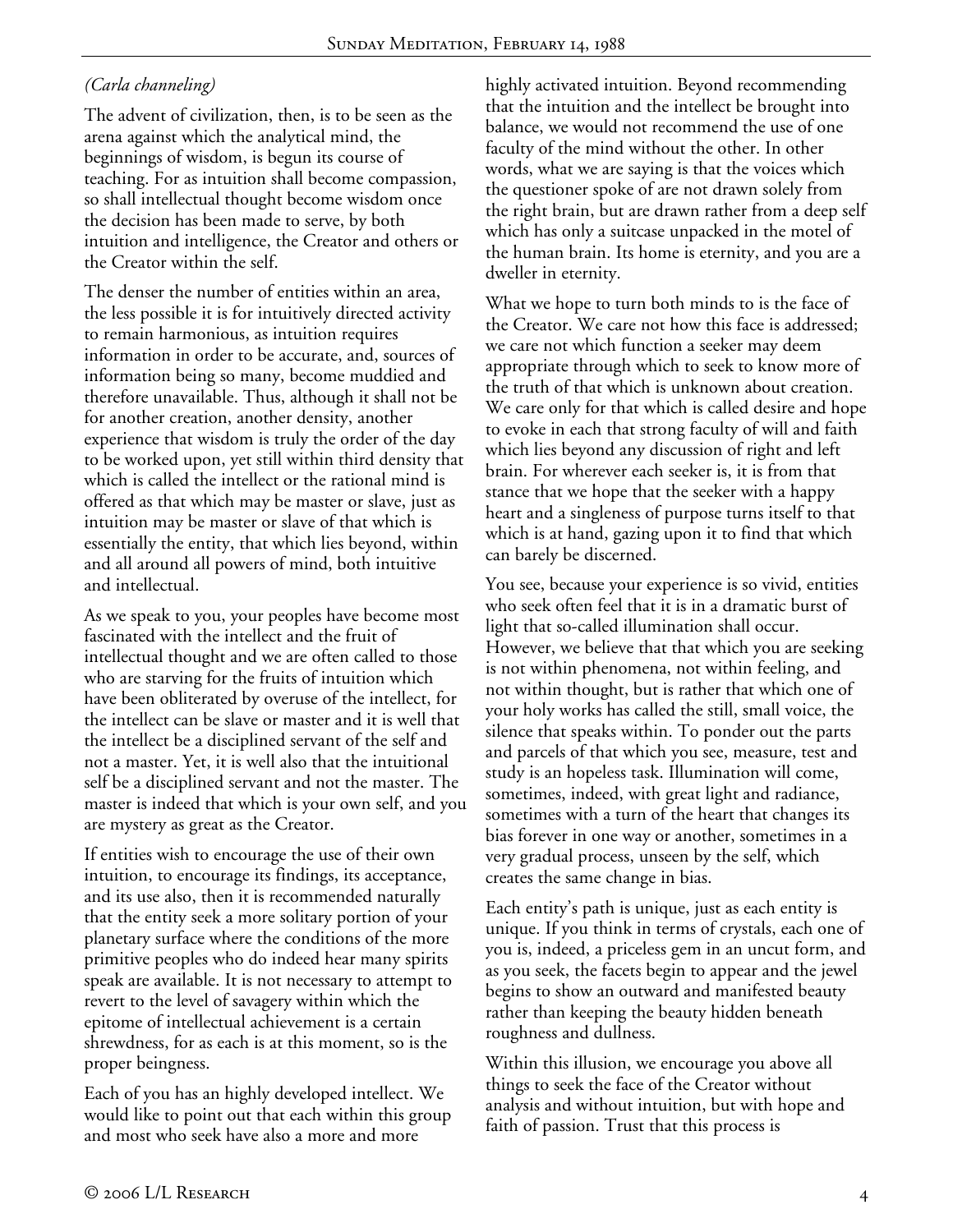*(Carla channeling)*

The advent of civilization, then, is to be seen as the arena against which the analytical mind, the beginnings of wisdom, is begun its course of teaching. For as intuition shall become compassion, so shall intellectual thought become wisdom once the decision has been made to serve, by both intuition and intelligence, the Creator and others or the Creator within the self.

The denser the number of entities within an area, the less possible it is for intuitively directed activity to remain harmonious, as intuition requires information in order to be accurate, and, sources of information being so many, become muddied and therefore unavailable. Thus, although it shall not be for another creation, another density, another experience that wisdom is truly the order of the day to be worked upon, yet still within third density that which is called the intellect or the rational mind is offered as that which may be master or slave, just as intuition may be master or slave of that which is essentially the entity, that which lies beyond, within and all around all powers of mind, both intuitive and intellectual.

As we speak to you, your peoples have become most fascinated with the intellect and the fruit of intellectual thought and we are often called to those who are starving for the fruits of intuition which have been obliterated by overuse of the intellect, for the intellect can be slave or master and it is well that the intellect be a disciplined servant of the self and not a master. Yet, it is well also that the intuitional self be a disciplined servant and not the master. The master is indeed that which is your own self, and you are mystery as great as the Creator.

If entities wish to encourage the use of their own intuition, to encourage its findings, its acceptance, and its use also, then it is recommended naturally that the entity seek a more solitary portion of your planetary surface where the conditions of the more primitive peoples who do indeed hear many spirits speak are available. It is not necessary to attempt to revert to the level of savagery within which the epitome of intellectual achievement is a certain shrewdness, for as each is at this moment, so is the proper beingness.

Each of you has an highly developed intellect. We would like to point out that each within this group and most who seek have also a more and more highly activated intuition. Beyond recommending that the intuition and the intellect be brought into balance, we would not recommend the use of one faculty of the mind without the other. In other words, what we are saying is that the voices which the questioner spoke of are not drawn solely from the right brain, but are drawn rather from a deep self which has only a suitcase unpacked in the motel of the human brain. Its home is eternity, and you are a dweller in eternity.

What we hope to turn both minds to is the face of the Creator. We care not how this face is addressed; we care not which function a seeker may deem appropriate through which to seek to know more of the truth of that which is unknown about creation. We care only for that which is called desire and hope to evoke in each that strong faculty of will and faith which lies beyond any discussion of right and left brain. For wherever each seeker is, it is from that stance that we hope that the seeker with a happy heart and a singleness of purpose turns itself to that which is at hand, gazing upon it to find that which can barely be discerned.

You see, because your experience is so vivid, entities who seek often feel that it is in a dramatic burst of light that so-called illumination shall occur. However, we believe that that which you are seeking is not within phenomena, not within feeling, and not within thought, but is rather that which one of your holy works has called the still, small voice, the silence that speaks within. To ponder out the parts and parcels of that which you see, measure, test and study is an hopeless task. Illumination will come, sometimes, indeed, with great light and radiance, sometimes with a turn of the heart that changes its bias forever in one way or another, sometimes in a very gradual process, unseen by the self, which creates the same change in bias.

Each entity's path is unique, just as each entity is unique. If you think in terms of crystals, each one of you is, indeed, a priceless gem in an uncut form, and as you seek, the facets begin to appear and the jewel begins to show an outward and manifested beauty rather than keeping the beauty hidden beneath roughness and dullness.

Within this illusion, we encourage you above all things to seek the face of the Creator without analysis and without intuition, but with hope and faith of passion. Trust that this process is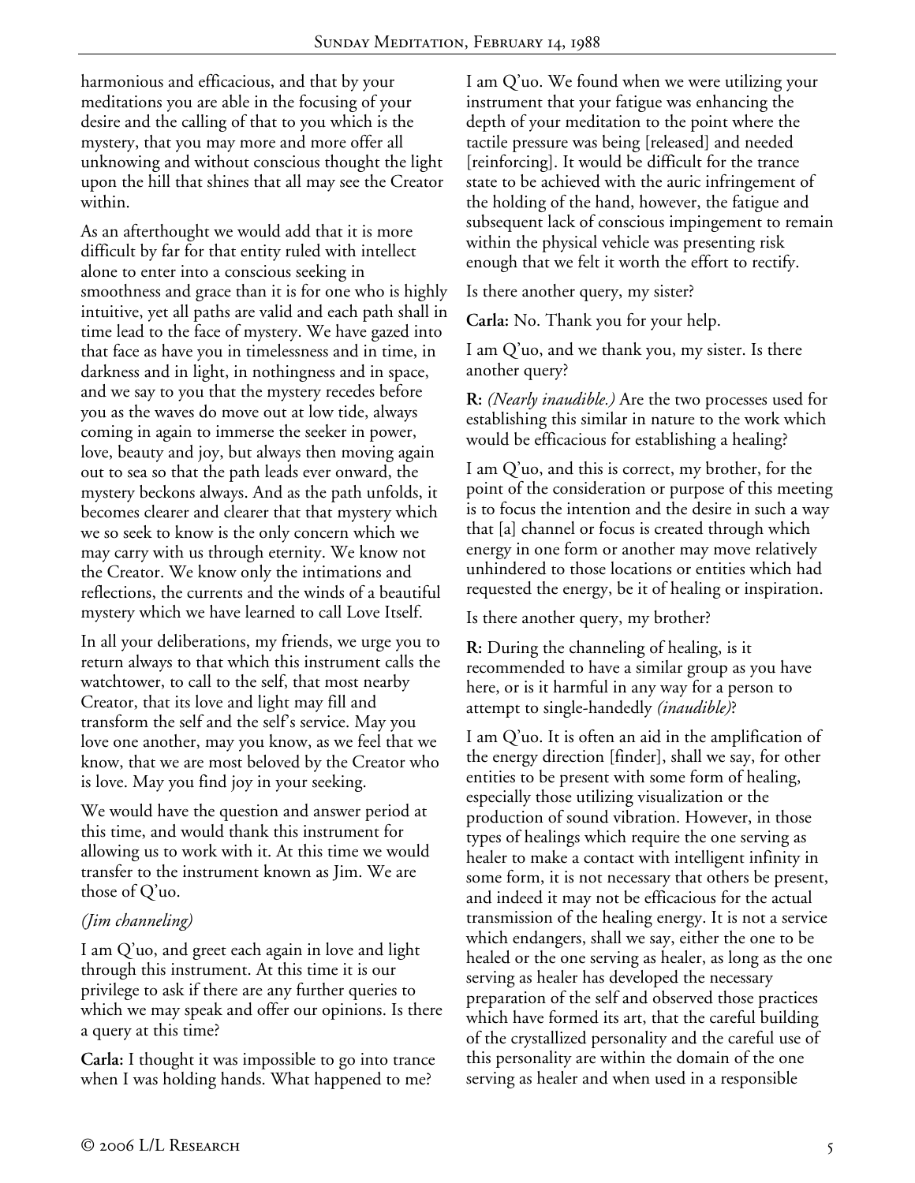harmonious and efficacious, and that by your meditations you are able in the focusing of your desire and the calling of that to you which is the mystery, that you may more and more offer all unknowing and without conscious thought the light upon the hill that shines that all may see the Creator within.

As an afterthought we would add that it is more difficult by far for that entity ruled with intellect alone to enter into a conscious seeking in smoothness and grace than it is for one who is highly intuitive, yet all paths are valid and each path shall in time lead to the face of mystery. We have gazed into that face as have you in timelessness and in time, in darkness and in light, in nothingness and in space, and we say to you that the mystery recedes before you as the waves do move out at low tide, always coming in again to immerse the seeker in power, love, beauty and joy, but always then moving again out to sea so that the path leads ever onward, the mystery beckons always. And as the path unfolds, it becomes clearer and clearer that that mystery which we so seek to know is the only concern which we may carry with us through eternity. We know not the Creator. We know only the intimations and reflections, the currents and the winds of a beautiful mystery which we have learned to call Love Itself.

In all your deliberations, my friends, we urge you to return always to that which this instrument calls the watchtower, to call to the self, that most nearby Creator, that its love and light may fill and transform the self and the self's service. May you love one another, may you know, as we feel that we know, that we are most beloved by the Creator who is love. May you find joy in your seeking.

We would have the question and answer period at this time, and would thank this instrument for allowing us to work with it. At this time we would transfer to the instrument known as Jim. We are those of Q'uo.

*(Jim channeling)*

I am Q'uo, and greet each again in love and light through this instrument. At this time it is our privilege to ask if there are any further queries to which we may speak and offer our opinions. Is there a query at this time?

**Carla:** I thought it was impossible to go into trance when I was holding hands. What happened to me?

I am Q'uo. We found when we were utilizing your instrument that your fatigue was enhancing the depth of your meditation to the point where the tactile pressure was being [released] and needed [reinforcing]. It would be difficult for the trance state to be achieved with the auric infringement of the holding of the hand, however, the fatigue and subsequent lack of conscious impingement to remain within the physical vehicle was presenting risk enough that we felt it worth the effort to rectify.

Is there another query, my sister?

**Carla:** No. Thank you for your help.

I am Q'uo, and we thank you, my sister. Is there another query?

**R:** *(Nearly inaudible.)* Are the two processes used for establishing this similar in nature to the work which would be efficacious for establishing a healing?

I am Q'uo, and this is correct, my brother, for the point of the consideration or purpose of this meeting is to focus the intention and the desire in such a way that [a] channel or focus is created through which energy in one form or another may move relatively unhindered to those locations or entities which had requested the energy, be it of healing or inspiration.

Is there another query, my brother?

**R:** During the channeling of healing, is it recommended to have a similar group as you have here, or is it harmful in any way for a person to attempt to single-handedly *(inaudible)*?

I am Q'uo. It is often an aid in the amplification of the energy direction [finder], shall we say, for other entities to be present with some form of healing, especially those utilizing visualization or the production of sound vibration. However, in those types of healings which require the one serving as healer to make a contact with intelligent infinity in some form, it is not necessary that others be present, and indeed it may not be efficacious for the actual transmission of the healing energy. It is not a service which endangers, shall we say, either the one to be healed or the one serving as healer, as long as the one serving as healer has developed the necessary preparation of the self and observed those practices which have formed its art, that the careful building of the crystallized personality and the careful use of this personality are within the domain of the one serving as healer and when used in a responsible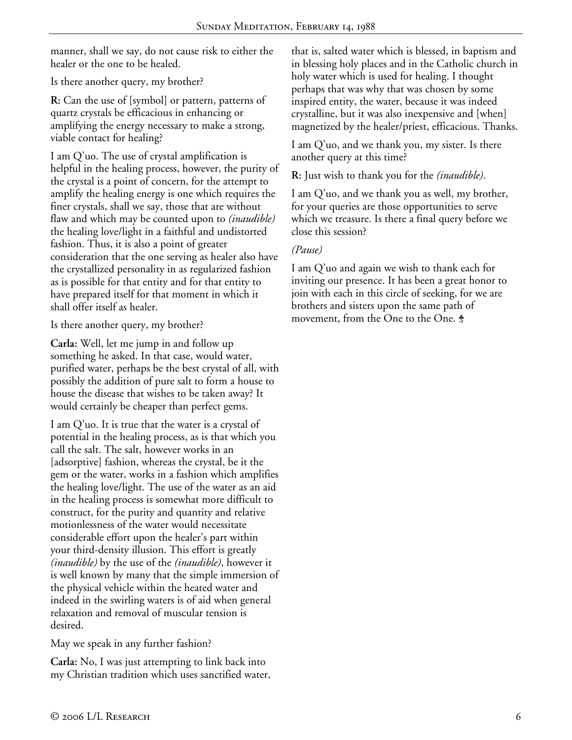manner, shall we say, do not cause risk to either the healer or the one to be healed.

Is there another query, my brother?

**R:** Can the use of [symbol] or pattern, patterns of quartz crystals be efficacious in enhancing or amplifying the energy necessary to make a strong, viable contact for healing?

I am Q'uo. The use of crystal amplification is helpful in the healing process, however, the purity of the crystal is a point of concern, for the attempt to amplify the healing energy is one which requires the finer crystals, shall we say, those that are without flaw and which may be counted upon to *(inaudible)* the healing love/light in a faithful and undistorted fashion. Thus, it is also a point of greater consideration that the one serving as healer also have the crystallized personality in as regularized fashion as is possible for that entity and for that entity to have prepared itself for that moment in which it shall offer itself as healer.

Is there another query, my brother?

**Carla:** Well, let me jump in and follow up something he asked. In that case, would water, purified water, perhaps be the best crystal of all, with possibly the addition of pure salt to form a house to house the disease that wishes to be taken away? It would certainly be cheaper than perfect gems.

I am Q'uo. It is true that the water is a crystal of potential in the healing process, as is that which you call the salt. The salt, however works in an [adsorptive] fashion, whereas the crystal, be it the gem or the water, works in a fashion which amplifies the healing love/light. The use of the water as an aid in the healing process is somewhat more difficult to construct, for the purity and quantity and relative motionlessness of the water would necessitate considerable effort upon the healer's part within your third-density illusion. This effort is greatly *(inaudible)* by the use of the *(inaudible)*, however it is well known by many that the simple immersion of the physical vehicle within the heated water and indeed in the swirling waters is of aid when general relaxation and removal of muscular tension is desired.

May we speak in any further fashion?

**Carla:** No, I was just attempting to link back into my Christian tradition which uses sanctified water, that is, salted water which is blessed, in baptism and in blessing holy places and in the Catholic church in holy water which is used for healing. I thought perhaps that was why that was chosen by some inspired entity, the water, because it was indeed crystalline, but it was also inexpensive and [when] magnetized by the healer/priest, efficacious. Thanks.

I am Q'uo, and we thank you, my sister. Is there another query at this time?

**R:** Just wish to thank you for the *(inaudible)*.

I am Q'uo, and we thank you as well, my brother, for your queries are those opportunities to serve which we treasure. Is there a final query before we close this session?

*(Pause)*

I am Q'uo and again we wish to thank each for inviting our presence. It has been a great honor to join with each in this circle of seeking, for we are brothers and sisters upon the same path of movement, from the One to the One. ♣